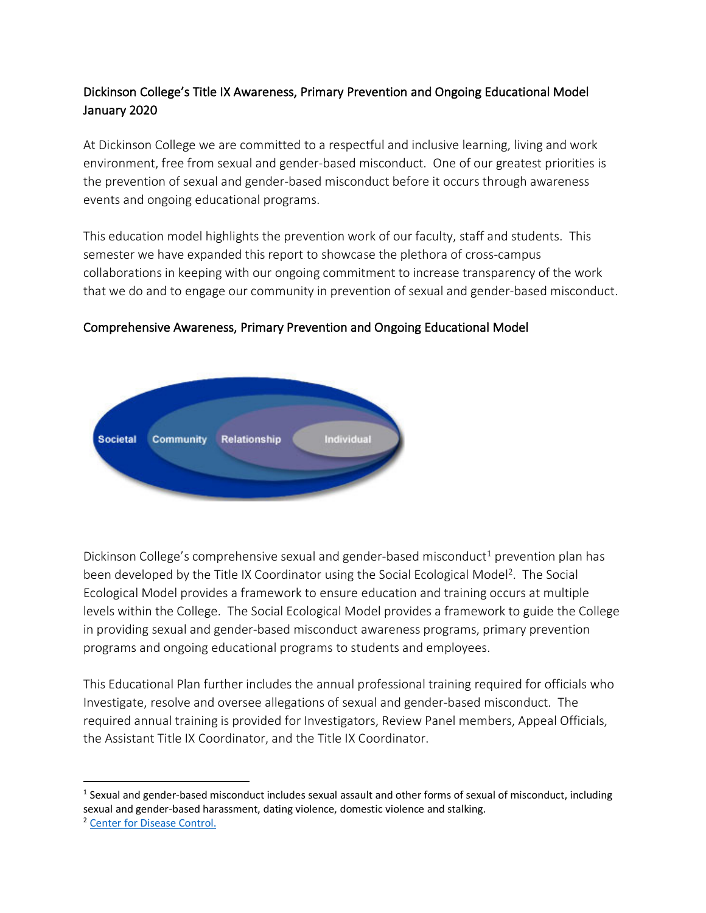## Dickinson College's Title IX Awareness, Primary Prevention and Ongoing Educational Model January 2020

At Dickinson College we are committed to a respectful and inclusive learning, living and work environment, free from sexual and gender-based misconduct. One of our greatest priorities is the prevention of sexual and gender-based misconduct before it occurs through awareness events and ongoing educational programs.

This education model highlights the prevention work of our faculty, staff and students. This semester we have expanded this report to showcase the plethora of cross-campus collaborations in keeping with our ongoing commitment to increase transparency of the work that we do and to engage our community in prevention of sexual and gender-based misconduct.

### Comprehensive Awareness, Primary Prevention and Ongoing Educational Model

Societal Community Relationship Individual

Dickinson College's comprehensive sexual and gender-based misconduct[1] prevention plan has been developed by the Title IX Coordinator using the Social Ecological Model[2]. The Social Ecological Model provides a framework to ensure education and training occurs at multiple levels within the College. The Social Ecological Model provides a framework to guide the College in providing sexual and gender-based misconduct awareness programs, primary prevention programs and ongoing educational programs to students and employees.

This Educational Plan further includes the annual professional training required for officials who Investigate, resolve and oversee allegations of sexual and gender-based misconduct. The required annual training is provided for Investigators, Review Panel members, Appeal Officials, the Assistant Title IX Coordinator, and the Title IX Coordinator.

---

[1] Sexual and gender-based misconduct includes sexual assault and other forms of sexual of misconduct, including sexual and gender-based harassment, dating violence, domestic violence and stalking.

[2] Center for Disease Control.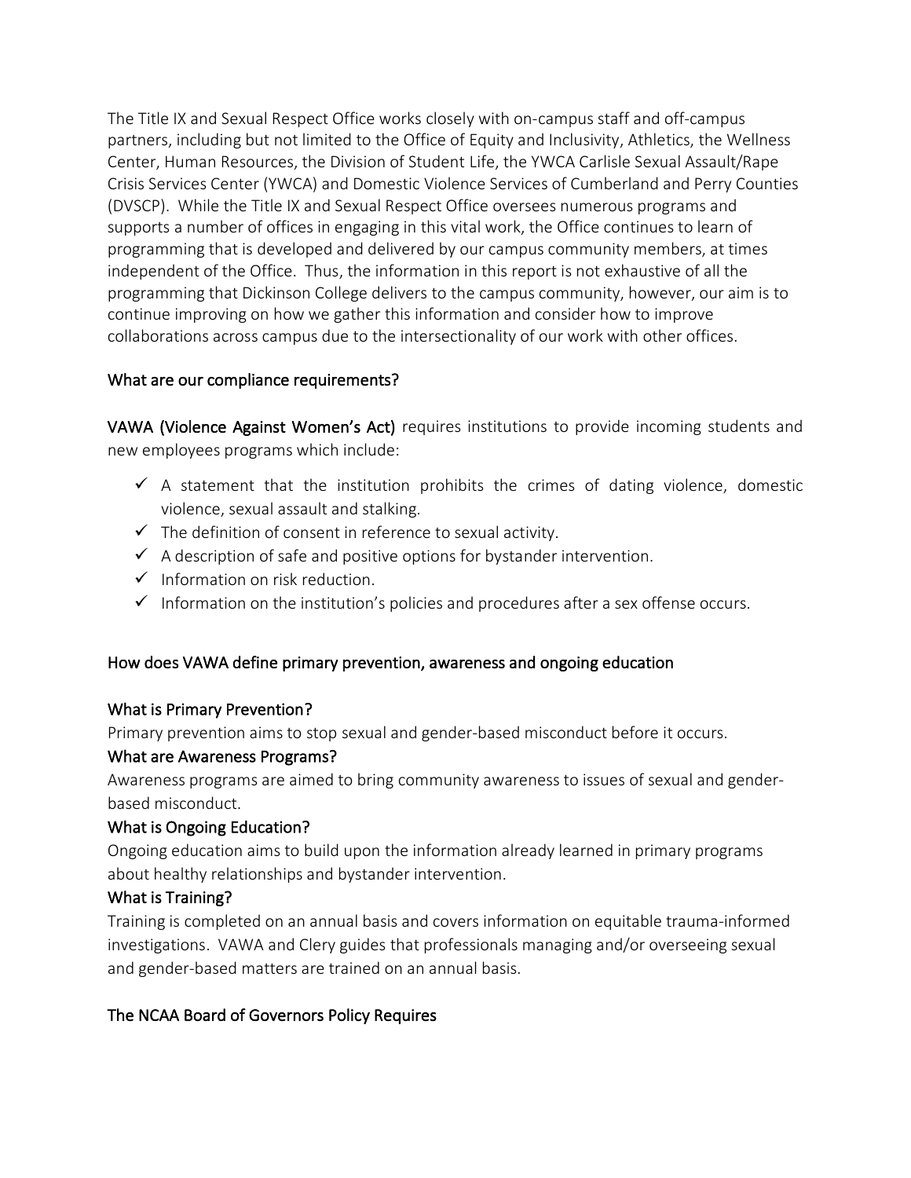The Title IX and Sexual Respect Office works closely with on-campus staff and off-campus partners, including but not limited to the Office of Equity and Inclusivity, Athletics, the Wellness Center, Human Resources, the Division of Student Life, the YWCA Carlisle Sexual Assault/Rape Crisis Services Center (YWCA) and Domestic Violence Services of Cumberland and Perry Counties (DVSCP). While the Title IX and Sexual Respect Office oversees numerous programs and supports a number of offices in engaging in this vital work, the Office continues to learn of programming that is developed and delivered by our campus community members, at times independent of the Office. Thus, the information in this report is not exhaustive of all the programming that Dickinson College delivers to the campus community, however, our aim is to continue improving on how we gather this information and consider how to improve collaborations across campus due to the intersectionality of our work with other offices.

## What are our compliance requirements?

**VAWA (Violence Against Women's Act)** requires institutions to provide incoming students and new employees programs which include:

- ✓ A statement that the institution prohibits the crimes of dating violence, domestic violence, sexual assault and stalking.
- ✓ The definition of consent in reference to sexual activity.
- ✓ A description of safe and positive options for bystander intervention.
- ✓ Information on risk reduction.
- ✓ Information on the institution's policies and procedures after a sex offense occurs.

## How does VAWA define primary prevention, awareness and ongoing education

### What is Primary Prevention?

Primary prevention aims to stop sexual and gender-based misconduct before it occurs.

### What are Awareness Programs?

Awareness programs are aimed to bring community awareness to issues of sexual and gender-based misconduct.

### What is Ongoing Education?

Ongoing education aims to build upon the information already learned in primary programs about healthy relationships and bystander intervention.

### What is Training?

Training is completed on an annual basis and covers information on equitable trauma-informed investigations. VAWA and Clery guides that professionals managing and/or overseeing sexual and gender-based matters are trained on an annual basis.

## The NCAA Board of Governors Policy Requires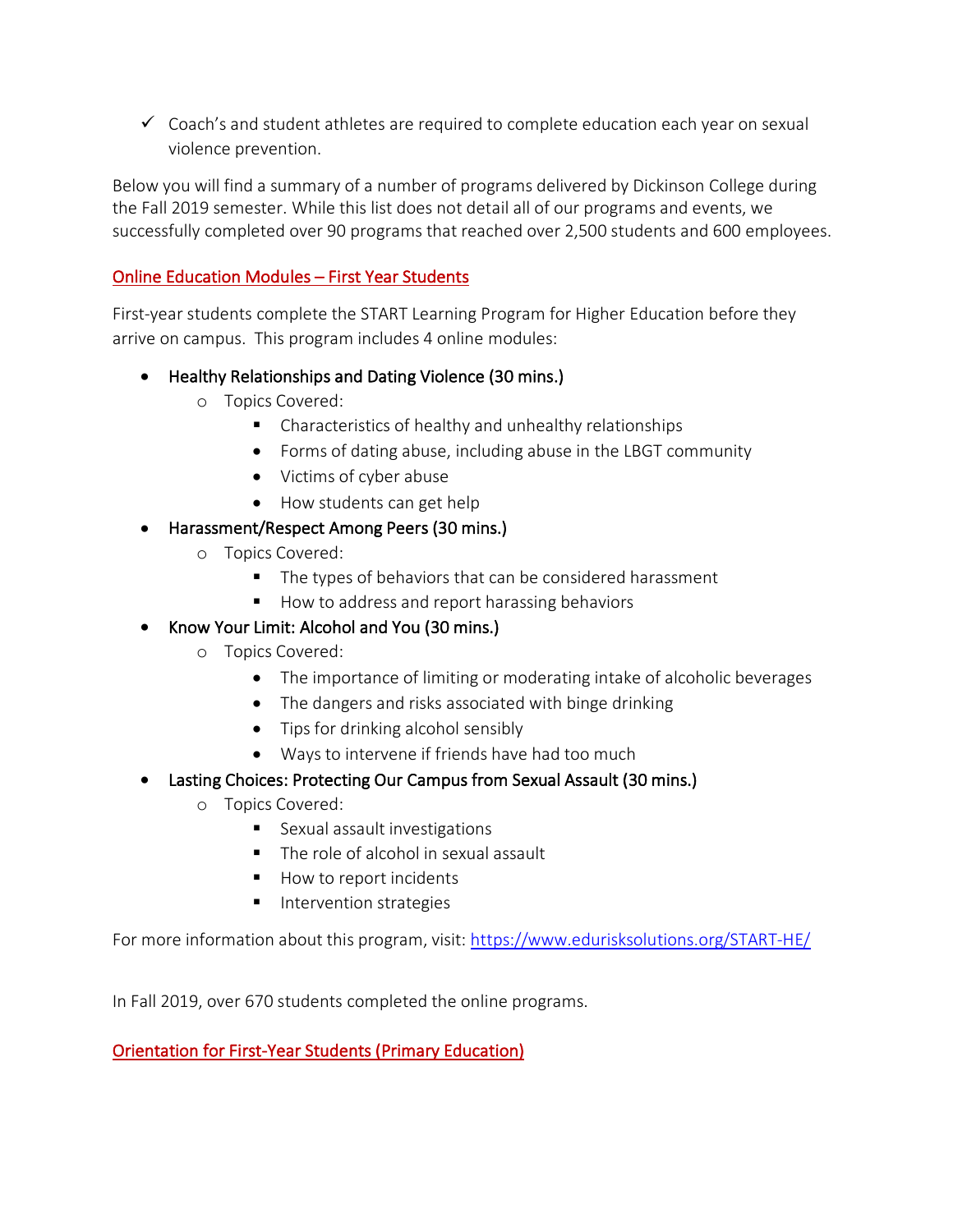- ✓ Coach's and student athletes are required to complete education each year on sexual violence prevention.

Below you will find a summary of a number of programs delivered by Dickinson College during the Fall 2019 semester. While this list does not detail all of our programs and events, we successfully completed over 90 programs that reached over 2,500 students and 600 employees.

## Online Education Modules – First Year Students

First-year students complete the START Learning Program for Higher Education before they arrive on campus. This program includes 4 online modules:

- Healthy Relationships and Dating Violence (30 mins.)
  - Topics Covered:
    - Characteristics of healthy and unhealthy relationships
    - Forms of dating abuse, including abuse in the LBGT community
    - Victims of cyber abuse
    - How students can get help
- Harassment/Respect Among Peers (30 mins.)
  - Topics Covered:
    - The types of behaviors that can be considered harassment
    - How to address and report harassing behaviors
- Know Your Limit: Alcohol and You (30 mins.)
  - Topics Covered:
    - The importance of limiting or moderating intake of alcoholic beverages
    - The dangers and risks associated with binge drinking
    - Tips for drinking alcohol sensibly
    - Ways to intervene if friends have had too much
- Lasting Choices: Protecting Our Campus from Sexual Assault (30 mins.)
  - Topics Covered:
    - Sexual assault investigations
    - The role of alcohol in sexual assault
    - How to report incidents
    - Intervention strategies

For more information about this program, visit: https://www.edurisksolutions.org/START-HE/

In Fall 2019, over 670 students completed the online programs.

## Orientation for First-Year Students (Primary Education)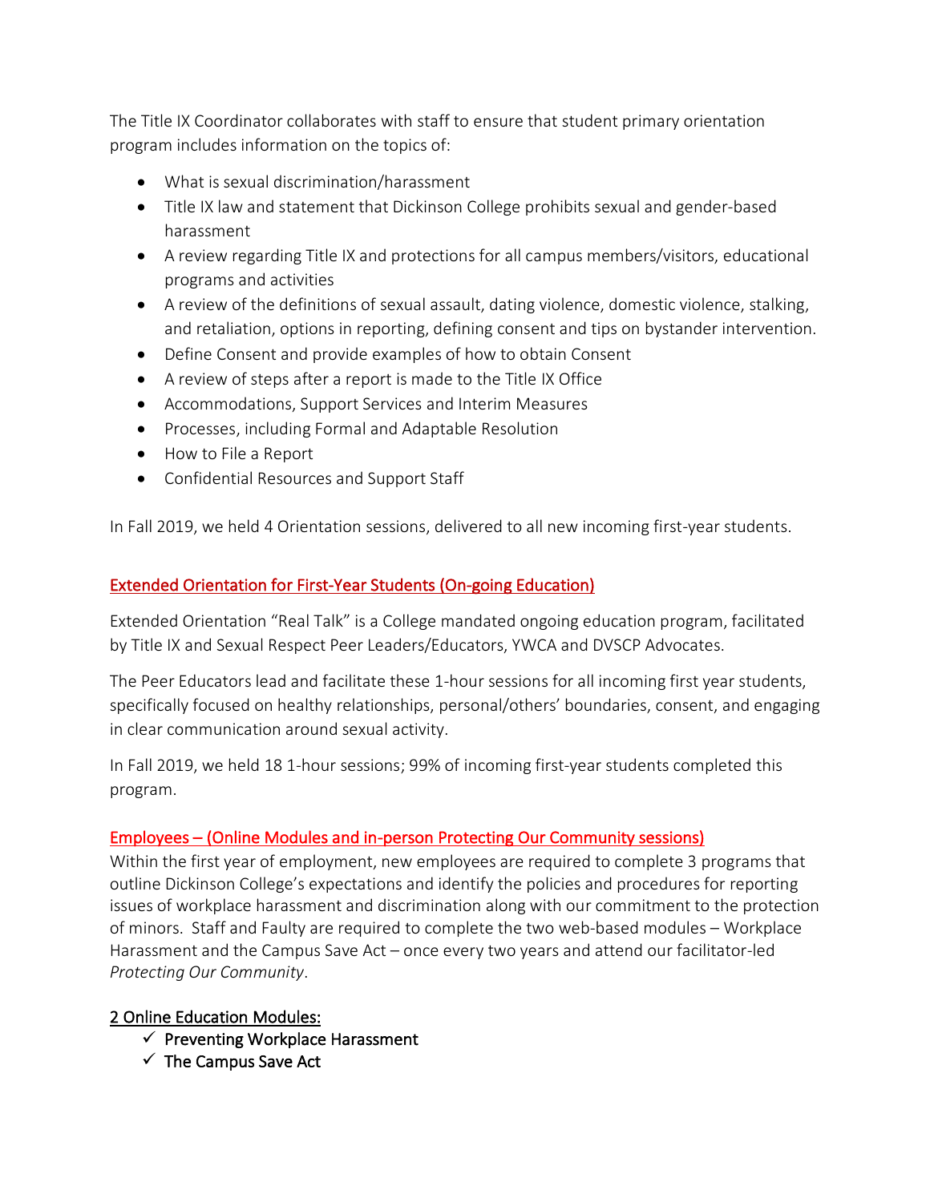The Title IX Coordinator collaborates with staff to ensure that student primary orientation program includes information on the topics of:

- What is sexual discrimination/harassment
- Title IX law and statement that Dickinson College prohibits sexual and gender-based harassment
- A review regarding Title IX and protections for all campus members/visitors, educational programs and activities
- A review of the definitions of sexual assault, dating violence, domestic violence, stalking, and retaliation, options in reporting, defining consent and tips on bystander intervention.
- Define Consent and provide examples of how to obtain Consent
- A review of steps after a report is made to the Title IX Office
- Accommodations, Support Services and Interim Measures
- Processes, including Formal and Adaptable Resolution
- How to File a Report
- Confidential Resources and Support Staff

In Fall 2019, we held 4 Orientation sessions, delivered to all new incoming first-year students.

## Extended Orientation for First-Year Students (On-going Education)

Extended Orientation "Real Talk" is a College mandated ongoing education program, facilitated by Title IX and Sexual Respect Peer Leaders/Educators, YWCA and DVSCP Advocates.

The Peer Educators lead and facilitate these 1-hour sessions for all incoming first year students, specifically focused on healthy relationships, personal/others' boundaries, consent, and engaging in clear communication around sexual activity.

In Fall 2019, we held 18 1-hour sessions; 99% of incoming first-year students completed this program.

## Employees – (Online Modules and in-person Protecting Our Community sessions)

Within the first year of employment, new employees are required to complete 3 programs that outline Dickinson College's expectations and identify the policies and procedures for reporting issues of workplace harassment and discrimination along with our commitment to the protection of minors. Staff and Faulty are required to complete the two web-based modules – Workplace Harassment and the Campus Save Act – once every two years and attend our facilitator-led *Protecting Our Community*.

### 2 Online Education Modules:

- ✓ Preventing Workplace Harassment
- ✓ The Campus Save Act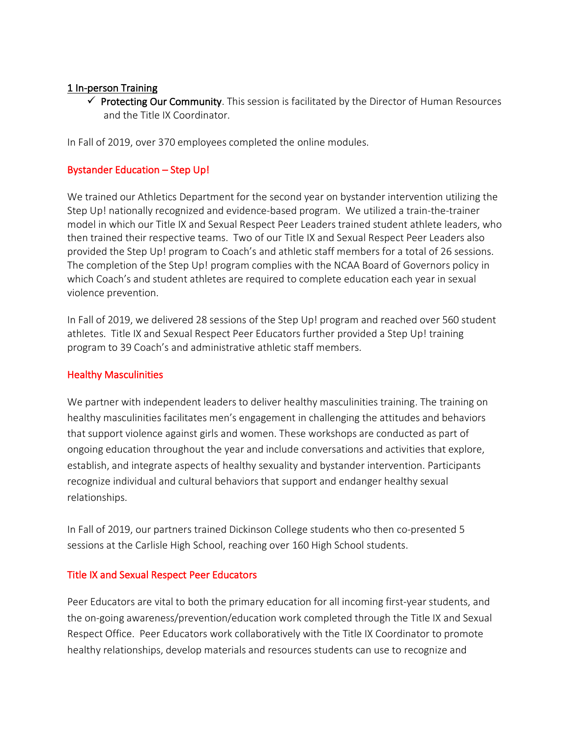1 In-person Training

- ✓ **Protecting Our Community**. This session is facilitated by the Director of Human Resources and the Title IX Coordinator.

In Fall of 2019, over 370 employees completed the online modules.

## Bystander Education – Step Up!

We trained our Athletics Department for the second year on bystander intervention utilizing the Step Up! nationally recognized and evidence-based program. We utilized a train-the-trainer model in which our Title IX and Sexual Respect Peer Leaders trained student athlete leaders, who then trained their respective teams. Two of our Title IX and Sexual Respect Peer Leaders also provided the Step Up! program to Coach's and athletic staff members for a total of 26 sessions. The completion of the Step Up! program complies with the NCAA Board of Governors policy in which Coach's and student athletes are required to complete education each year in sexual violence prevention.

In Fall of 2019, we delivered 28 sessions of the Step Up! program and reached over 560 student athletes. Title IX and Sexual Respect Peer Educators further provided a Step Up! training program to 39 Coach's and administrative athletic staff members.

## Healthy Masculinities

We partner with independent leaders to deliver healthy masculinities training. The training on healthy masculinities facilitates men's engagement in challenging the attitudes and behaviors that support violence against girls and women. These workshops are conducted as part of ongoing education throughout the year and include conversations and activities that explore, establish, and integrate aspects of healthy sexuality and bystander intervention. Participants recognize individual and cultural behaviors that support and endanger healthy sexual relationships.

In Fall of 2019, our partners trained Dickinson College students who then co-presented 5 sessions at the Carlisle High School, reaching over 160 High School students.

## Title IX and Sexual Respect Peer Educators

Peer Educators are vital to both the primary education for all incoming first-year students, and the on-going awareness/prevention/education work completed through the Title IX and Sexual Respect Office. Peer Educators work collaboratively with the Title IX Coordinator to promote healthy relationships, develop materials and resources students can use to recognize and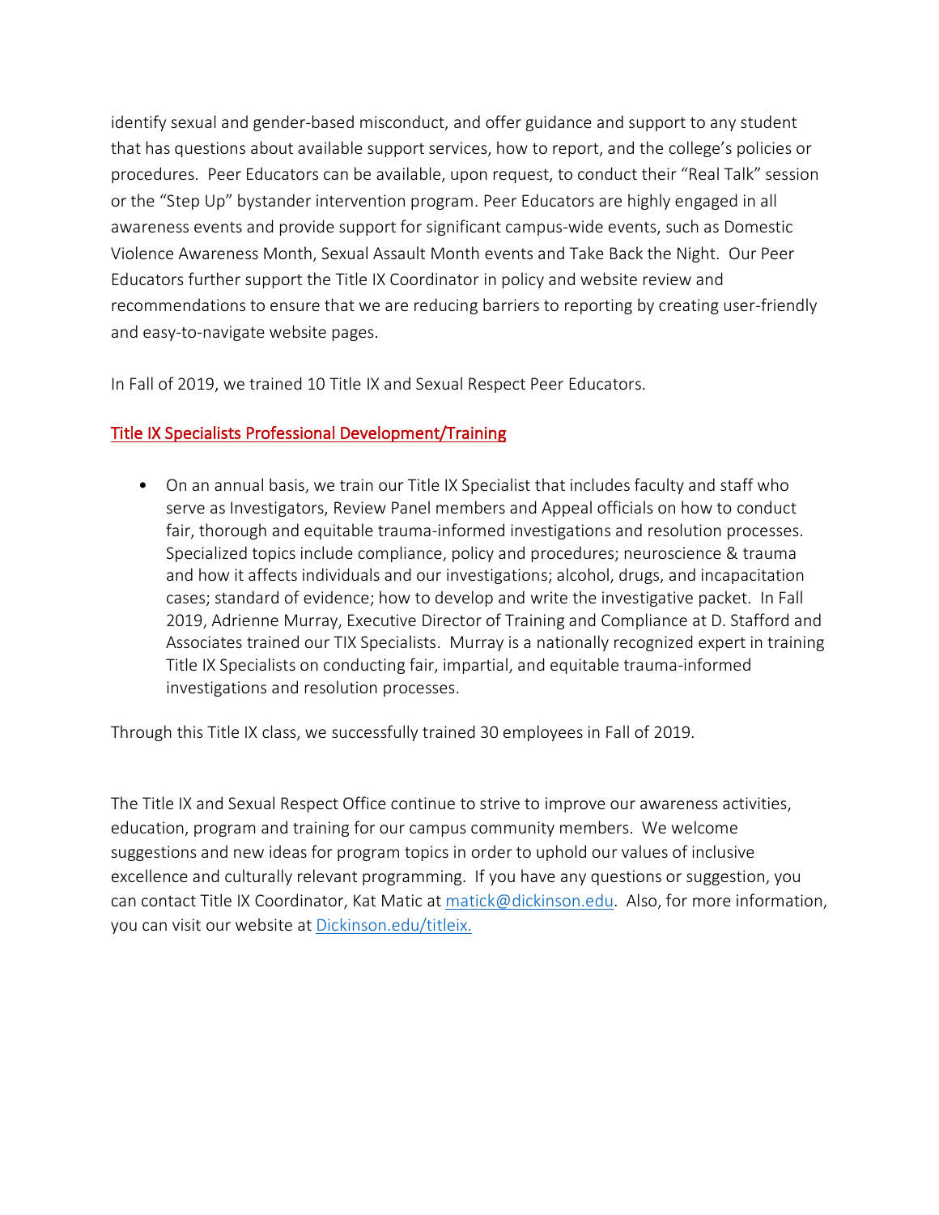identify sexual and gender-based misconduct, and offer guidance and support to any student that has questions about available support services, how to report, and the college's policies or procedures. Peer Educators can be available, upon request, to conduct their "Real Talk" session or the "Step Up" bystander intervention program. Peer Educators are highly engaged in all awareness events and provide support for significant campus-wide events, such as Domestic Violence Awareness Month, Sexual Assault Month events and Take Back the Night. Our Peer Educators further support the Title IX Coordinator in policy and website review and recommendations to ensure that we are reducing barriers to reporting by creating user-friendly and easy-to-navigate website pages.

In Fall of 2019, we trained 10 Title IX and Sexual Respect Peer Educators.

## Title IX Specialists Professional Development/Training

- On an annual basis, we train our Title IX Specialist that includes faculty and staff who serve as Investigators, Review Panel members and Appeal officials on how to conduct fair, thorough and equitable trauma-informed investigations and resolution processes. Specialized topics include compliance, policy and procedures; neuroscience & trauma and how it affects individuals and our investigations; alcohol, drugs, and incapacitation cases; standard of evidence; how to develop and write the investigative packet. In Fall 2019, Adrienne Murray, Executive Director of Training and Compliance at D. Stafford and Associates trained our TIX Specialists. Murray is a nationally recognized expert in training Title IX Specialists on conducting fair, impartial, and equitable trauma-informed investigations and resolution processes.

Through this Title IX class, we successfully trained 30 employees in Fall of 2019.

The Title IX and Sexual Respect Office continue to strive to improve our awareness activities, education, program and training for our campus community members. We welcome suggestions and new ideas for program topics in order to uphold our values of inclusive excellence and culturally relevant programming. If you have any questions or suggestion, you can contact Title IX Coordinator, Kat Matic at matick@dickinson.edu. Also, for more information, you can visit our website at Dickinson.edu/titleix.